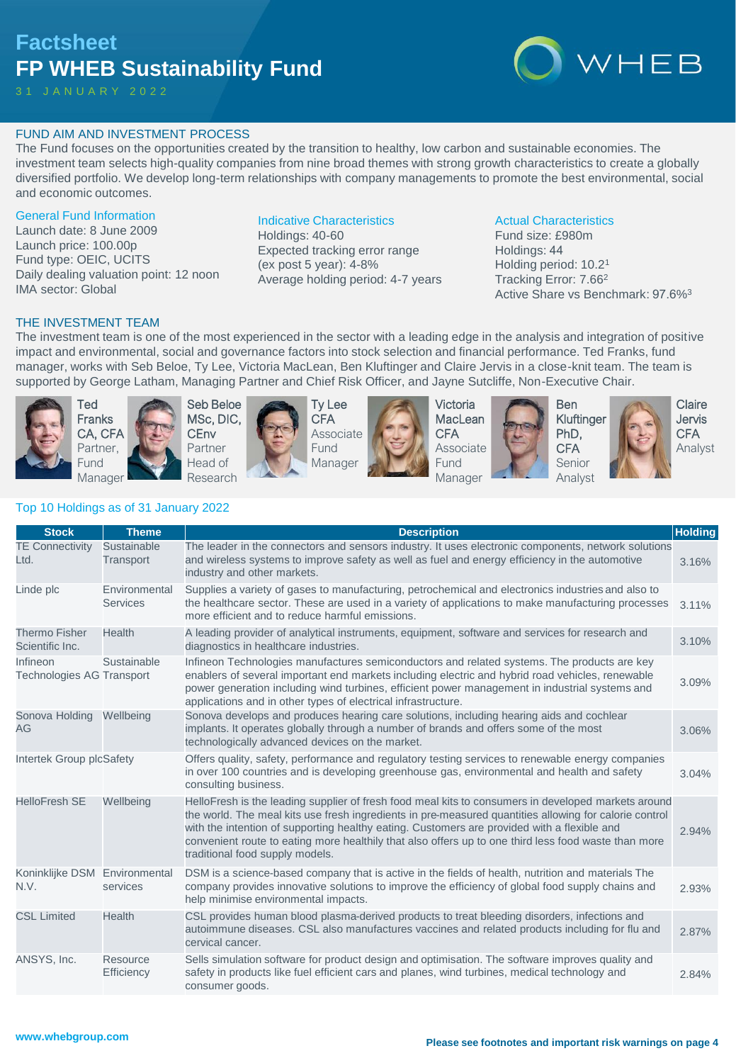# Factsheet
# FP WHEB Sustainability Fund

31 JANUARY 2022

## FUND AIM AND INVESTMENT PROCESS

The Fund focuses on the opportunities created by the transition to healthy, low carbon and sustainable economies. The investment team selects high-quality companies from nine broad themes with strong growth characteristics to create a globally diversified portfolio. We develop long-term relationships with company managements to promote the best environmental, social and economic outcomes.

### General Fund Information

Launch date: 8 June 2009
Launch price: 100.00p
Fund type: OEIC, UCITS
Daily dealing valuation point: 12 noon
IMA sector: Global

### Indicative Characteristics

Holdings: 40-60
Expected tracking error range (ex post 5 year): 4-8%
Average holding period: 4-7 years

### Actual Characteristics

Fund size: £980m
Holdings: 44
Holding period: 10.2[1]
Tracking Error: 7.66[2]
Active Share vs Benchmark: 97.6%[3]

## THE INVESTMENT TEAM

The investment team is one of the most experienced in the sector with a leading edge in the analysis and integration of positive impact and environmental, social and governance factors into stock selection and financial performance. Ted Franks, fund manager, works with Seb Beloe, Ty Lee, Victoria MacLean, Ben Kluftinger and Claire Jervis in a close-knit team. The team is supported by George Latham, Managing Partner and Chief Risk Officer, and Jayne Sutcliffe, Non-Executive Chair.

- **Ted Franks CA, CFA** – Partner, Fund Manager
- **Seb Beloe MSc, DIC, CEnv** – Partner, Head of Research
- **Ty Lee CFA** – Associate Fund Manager
- **Victoria MacLean CFA** – Associate Fund Manager
- **Ben Kluftinger PhD, CFA** – Senior Analyst
- **Claire Jervis CFA** – Analyst

## Top 10 Holdings as of 31 January 2022

| Stock | Theme | Description | Holding |
|---|---|---|---|
| TE Connectivity Ltd. | Sustainable Transport | The leader in the connectors and sensors industry. It uses electronic components, network solutions and wireless systems to improve safety as well as fuel and energy efficiency in the automotive industry and other markets. | 3.16% |
| Linde plc | Environmental Services | Supplies a variety of gases to manufacturing, petrochemical and electronics industries and also to the healthcare sector. These are used in a variety of applications to make manufacturing processes more efficient and to reduce harmful emissions. | 3.11% |
| Thermo Fisher Scientific Inc. | Health | A leading provider of analytical instruments, equipment, software and services for research and diagnostics in healthcare industries. | 3.10% |
| Infineon Technologies AG | Sustainable Transport | Infineon Technologies manufactures semiconductors and related systems. The products are key enablers of several important end markets including electric and hybrid road vehicles, renewable power generation including wind turbines, efficient power management in industrial systems and applications and in other types of electrical infrastructure. | 3.09% |
| Sonova Holding AG | Wellbeing | Sonova develops and produces hearing care solutions, including hearing aids and cochlear implants. It operates globally through a number of brands and offers some of the most technologically advanced devices on the market. | 3.06% |
| Intertek Group plc | Safety | Offers quality, safety, performance and regulatory testing services to renewable energy companies in over 100 countries and is developing greenhouse gas, environmental and health and safety consulting business. | 3.04% |
| HelloFresh SE | Wellbeing | HelloFresh is the leading supplier of fresh food meal kits to consumers in developed markets around the world. The meal kits use fresh ingredients in pre-measured quantities allowing for calorie control with the intention of supporting healthy eating. Customers are provided with a flexible and convenient route to eating more healthily that also offers up to one third less food waste than more traditional food supply models. | 2.94% |
| Koninklijke DSM N.V. | Environmental services | DSM is a science-based company that is active in the fields of health, nutrition and materials The company provides innovative solutions to improve the efficiency of global food supply chains and help minimise environmental impacts. | 2.93% |
| CSL Limited | Health | CSL provides human blood plasma-derived products to treat bleeding disorders, infections and autoimmune diseases. CSL also manufactures vaccines and related products including for flu and cervical cancer. | 2.87% |
| ANSYS, Inc. | Resource Efficiency | Sells simulation software for product design and optimisation. The software improves quality and safety in products like fuel efficient cars and planes, wind turbines, medical technology and consumer goods. | 2.84% |

www.whebgroup.com

**Please see footnotes and important risk warnings on page 4**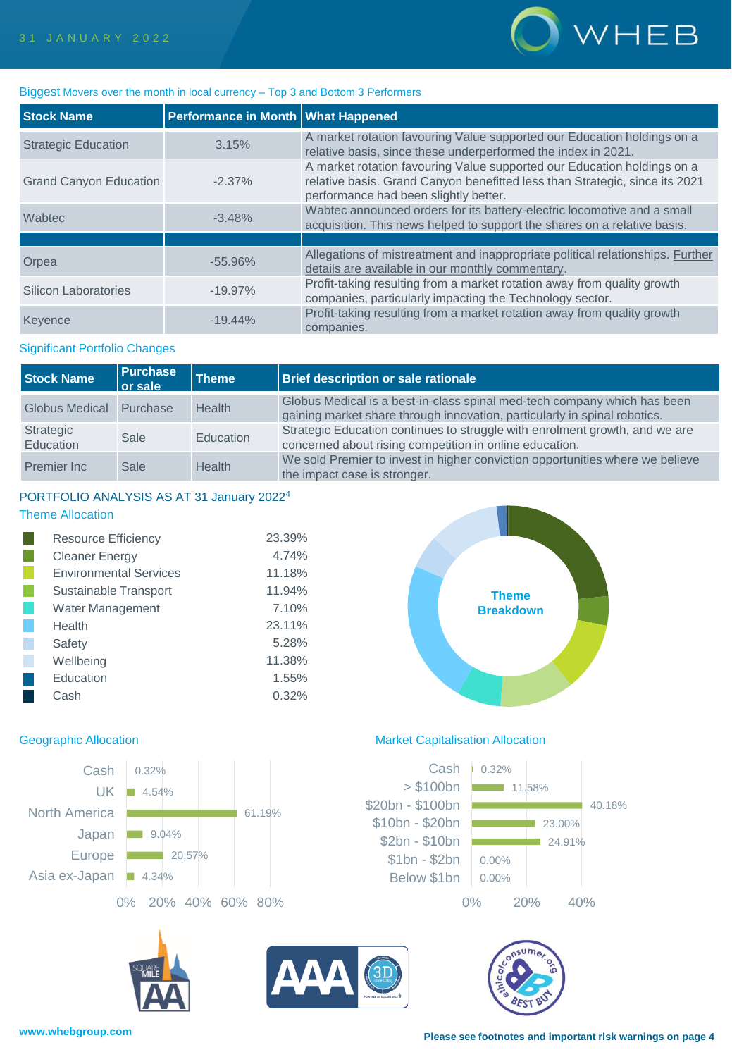Biggest Movers over the month in local currency – Top 3 and Bottom 3 Performers

| Stock Name | Performance in Month | What Happened |
|---|---|---|
| Strategic Education | 3.15% | A market rotation favouring Value supported our Education holdings on a relative basis, since these underperformed the index in 2021. |
| Grand Canyon Education | -2.37% | A market rotation favouring Value supported our Education holdings on a relative basis. Grand Canyon benefitted less than Strategic, since its 2021 performance had been slightly better. |
| Wabtec | -3.48% | Wabtec announced orders for its battery-electric locomotive and a small acquisition. This news helped to support the shares on a relative basis. |
| | | |
| Orpea | -55.96% | Allegations of mistreatment and inappropriate political relationships. Further details are available in our monthly commentary. |
| Silicon Laboratories | -19.97% | Profit-taking resulting from a market rotation away from quality growth companies, particularly impacting the Technology sector. |
| Keyence | -19.44% | Profit-taking resulting from a market rotation away from quality growth companies. |

Significant Portfolio Changes

| Stock Name | Purchase or sale | Theme | Brief description or sale rationale |
|---|---|---|---|
| Globus Medical | Purchase | Health | Globus Medical is a best-in-class spinal med-tech company which has been gaining market share through innovation, particularly in spinal robotics. |
| Strategic Education | Sale | Education | Strategic Education continues to struggle with enrolment growth, and we are concerned about rising competition in online education. |
| Premier Inc | Sale | Health | We sold Premier to invest in higher conviction opportunities where we believe the impact case is stronger. |

## PORTFOLIO ANALYSIS AS AT 31 January 2022[4]

### Theme Allocation

| Theme | Allocation |
|---|---|
| Resource Efficiency | 23.39% |
| Cleaner Energy | 4.74% |
| Environmental Services | 11.18% |
| Sustainable Transport | 11.94% |
| Water Management | 7.10% |
| Health | 23.11% |
| Safety | 5.28% |
| Wellbeing | 11.38% |
| Education | 1.55% |
| Cash | 0.32% |

Theme Breakdown

### Geographic Allocation

| Region | Allocation |
|---|---|
| Cash | 0.32% |
| UK | 4.54% |
| North America | 61.19% |
| Japan | 9.04% |
| Europe | 20.57% |
| Asia ex-Japan | 4.34% |

### Market Capitalisation Allocation

| Market Cap | Allocation |
|---|---|
| Cash | 0.32% |
| > $100bn | 11.58% |
| $20bn - $100bn | 40.18% |
| $10bn - $20bn | 23.00% |
| $2bn - $10bn | 24.91% |
| $1bn - $2bn | 0.00% |
| Below $1bn | 0.00% |

www.whebgroup.com

Please see footnotes and important risk warnings on page 4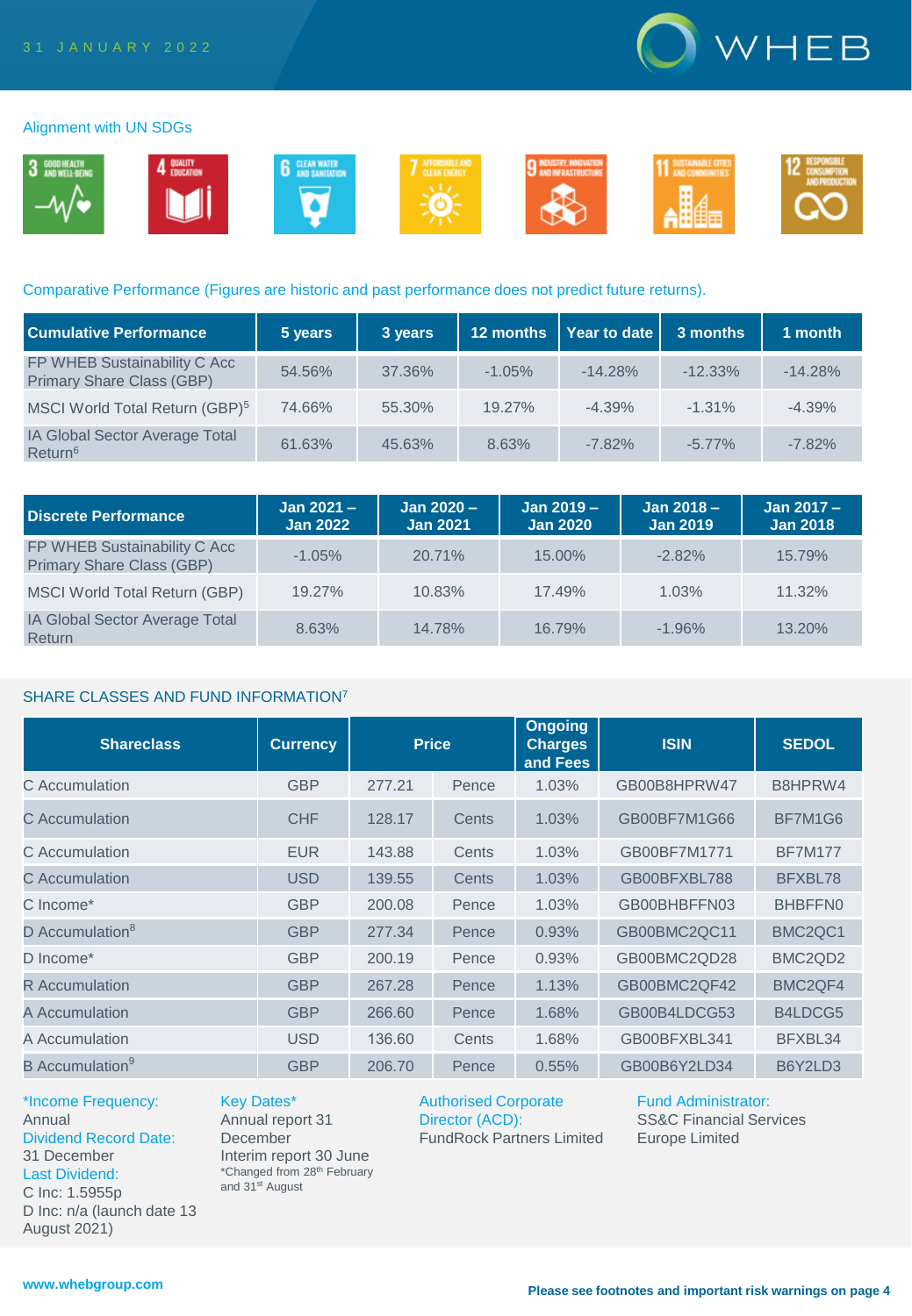31 JANUARY 2022

## Alignment with UN SDGs

3 Good Health and Well-Being | 4 Quality Education | 6 Clean Water and Sanitation | 7 Affordable and Clean Energy | 9 Industry, Innovation and Infrastructure | 11 Sustainable Cities and Communities | 12 Responsible Consumption and Production

## Comparative Performance (Figures are historic and past performance does not predict future returns).

| Cumulative Performance | 5 years | 3 years | 12 months | Year to date | 3 months | 1 month |
|---|---|---|---|---|---|---|
| FP WHEB Sustainability C Acc Primary Share Class (GBP) | 54.56% | 37.36% | -1.05% | -14.28% | -12.33% | -14.28% |
| MSCI World Total Return (GBP)[5] | 74.66% | 55.30% | 19.27% | -4.39% | -1.31% | -4.39% |
| IA Global Sector Average Total Return[6] | 61.63% | 45.63% | 8.63% | -7.82% | -5.77% | -7.82% |

| Discrete Performance | Jan 2021 – Jan 2022 | Jan 2020 – Jan 2021 | Jan 2019 – Jan 2020 | Jan 2018 – Jan 2019 | Jan 2017 – Jan 2018 |
|---|---|---|---|---|---|
| FP WHEB Sustainability C Acc Primary Share Class (GBP) | -1.05% | 20.71% | 15.00% | -2.82% | 15.79% |
| MSCI World Total Return (GBP) | 19.27% | 10.83% | 17.49% | 1.03% | 11.32% |
| IA Global Sector Average Total Return | 8.63% | 14.78% | 16.79% | -1.96% | 13.20% |

## SHARE CLASSES AND FUND INFORMATION[7]

| Shareclass | Currency | Price | | Ongoing Charges and Fees | ISIN | SEDOL |
|---|---|---|---|---|---|---|
| C Accumulation | GBP | 277.21 | Pence | 1.03% | GB00B8HPRW47 | B8HPRW4 |
| C Accumulation | CHF | 128.17 | Cents | 1.03% | GB00BF7M1G66 | BF7M1G6 |
| C Accumulation | EUR | 143.88 | Cents | 1.03% | GB00BF7M1771 | BF7M177 |
| C Accumulation | USD | 139.55 | Cents | 1.03% | GB00BFXBL788 | BFXBL78 |
| C Income* | GBP | 200.08 | Pence | 1.03% | GB00BHBFFN03 | BHBFFN0 |
| D Accumulation[8] | GBP | 277.34 | Pence | 0.93% | GB00BMC2QC11 | BMC2QC1 |
| D Income* | GBP | 200.19 | Pence | 0.93% | GB00BMC2QD28 | BMC2QD2 |
| R Accumulation | GBP | 267.28 | Pence | 1.13% | GB00BMC2QF42 | BMC2QF4 |
| A Accumulation | GBP | 266.60 | Pence | 1.68% | GB00B4LDCG53 | B4LDCG5 |
| A Accumulation | USD | 136.60 | Cents | 1.68% | GB00BFXBL341 | BFXBL34 |
| B Accumulation[9] | GBP | 206.70 | Pence | 0.55% | GB00B6Y2LD34 | B6Y2LD3 |

*Income Frequency:
Annual

Dividend Record Date:
31 December

Last Dividend:
C Inc: 1.5955p
D Inc: n/a (launch date 13 August 2021)

Key Dates*
Annual report 31 December
Interim report 30 June
*Changed from 28th February and 31st August

Authorised Corporate Director (ACD):
FundRock Partners Limited

Fund Administrator:
SS&C Financial Services Europe Limited

www.whebgroup.com

**Please see footnotes and important risk warnings on page 4**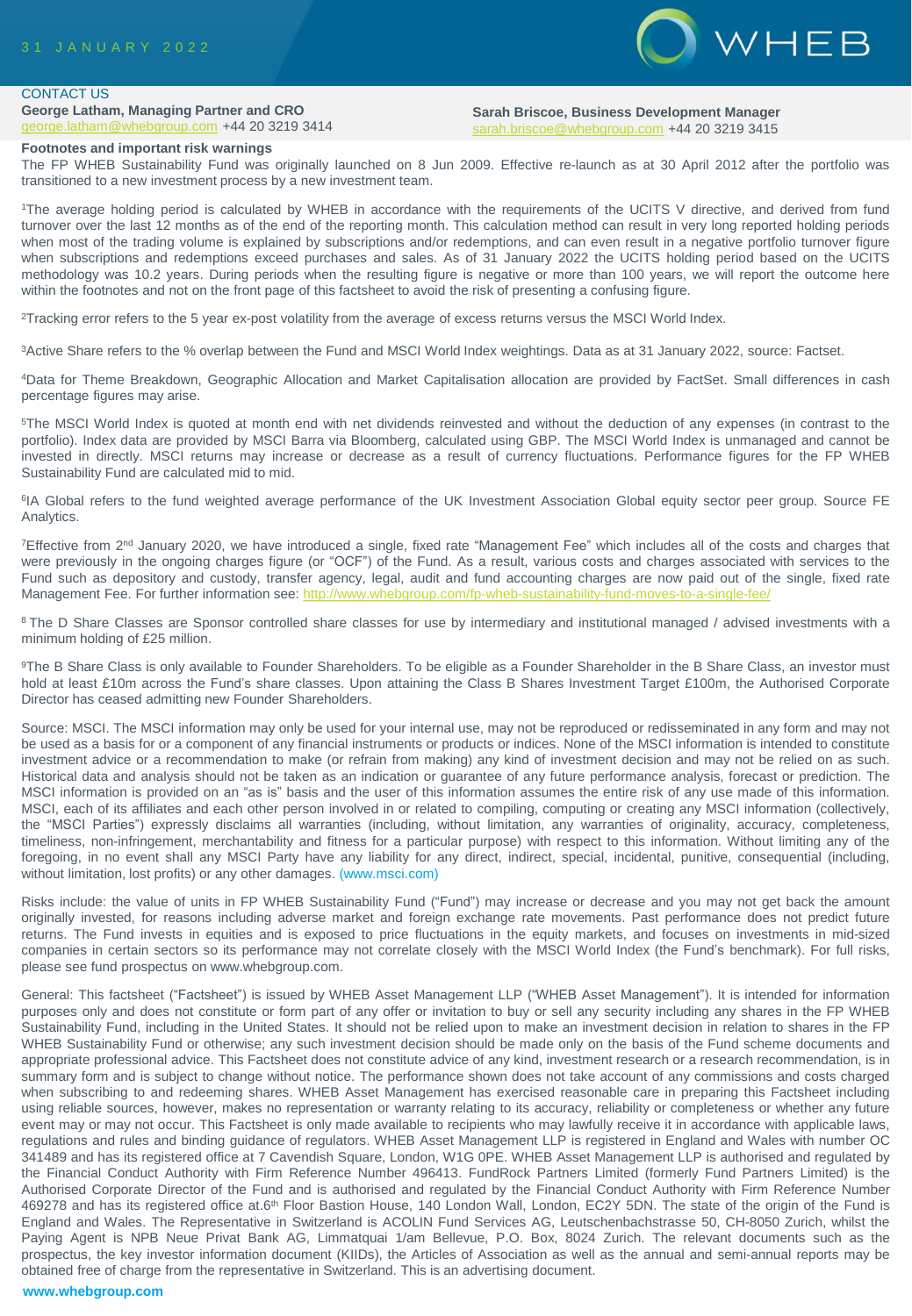31 JANUARY 2022

WHEB

CONTACT US

**George Latham, Managing Partner and CRO**
george.latham@whebgroup.com +44 20 3219 3414

**Sarah Briscoe, Business Development Manager**
sarah.briscoe@whebgroup.com +44 20 3219 3415

**Footnotes and important risk warnings**

The FP WHEB Sustainability Fund was originally launched on 8 Jun 2009. Effective re-launch as at 30 April 2012 after the portfolio was transitioned to a new investment process by a new investment team.

[1]The average holding period is calculated by WHEB in accordance with the requirements of the UCITS V directive, and derived from fund turnover over the last 12 months as of the end of the reporting month. This calculation method can result in very long reported holding periods when most of the trading volume is explained by subscriptions and/or redemptions, and can even result in a negative portfolio turnover figure when subscriptions and redemptions exceed purchases and sales. As of 31 January 2022 the UCITS holding period based on the UCITS methodology was 10.2 years. During periods when the resulting figure is negative or more than 100 years, we will report the outcome here within the footnotes and not on the front page of this factsheet to avoid the risk of presenting a confusing figure.

[2]Tracking error refers to the 5 year ex-post volatility from the average of excess returns versus the MSCI World Index.

[3]Active Share refers to the % overlap between the Fund and MSCI World Index weightings. Data as at 31 January 2022, source: Factset.

[4]Data for Theme Breakdown, Geographic Allocation and Market Capitalisation allocation are provided by FactSet. Small differences in cash percentage figures may arise.

[5]The MSCI World Index is quoted at month end with net dividends reinvested and without the deduction of any expenses (in contrast to the portfolio). Index data are provided by MSCI Barra via Bloomberg, calculated using GBP. The MSCI World Index is unmanaged and cannot be invested in directly. MSCI returns may increase or decrease as a result of currency fluctuations. Performance figures for the FP WHEB Sustainability Fund are calculated mid to mid.

[6]IA Global refers to the fund weighted average performance of the UK Investment Association Global equity sector peer group. Source FE Analytics.

[7]Effective from 2nd January 2020, we have introduced a single, fixed rate "Management Fee" which includes all of the costs and charges that were previously in the ongoing charges figure (or "OCF") of the Fund. As a result, various costs and charges associated with services to the Fund such as depository and custody, transfer agency, legal, audit and fund accounting charges are now paid out of the single, fixed rate Management Fee. For further information see: http://www.whebgroup.com/fp-wheb-sustainability-fund-moves-to-a-single-fee/

[8] The D Share Classes are Sponsor controlled share classes for use by intermediary and institutional managed / advised investments with a minimum holding of £25 million.

[9]The B Share Class is only available to Founder Shareholders. To be eligible as a Founder Shareholder in the B Share Class, an investor must hold at least £10m across the Fund's share classes. Upon attaining the Class B Shares Investment Target £100m, the Authorised Corporate Director has ceased admitting new Founder Shareholders.

Source: MSCI. The MSCI information may only be used for your internal use, may not be reproduced or redisseminated in any form and may not be used as a basis for or a component of any financial instruments or products or indices. None of the MSCI information is intended to constitute investment advice or a recommendation to make (or refrain from making) any kind of investment decision and may not be relied on as such. Historical data and analysis should not be taken as an indication or guarantee of any future performance analysis, forecast or prediction. The MSCI information is provided on an "as is" basis and the user of this information assumes the entire risk of any use made of this information. MSCI, each of its affiliates and each other person involved in or related to compiling, computing or creating any MSCI information (collectively, the "MSCI Parties") expressly disclaims all warranties (including, without limitation, any warranties of originality, accuracy, completeness, timeliness, non-infringement, merchantability and fitness for a particular purpose) with respect to this information. Without limiting any of the foregoing, in no event shall any MSCI Party have any liability for any direct, indirect, special, incidental, punitive, consequential (including, without limitation, lost profits) or any other damages. (www.msci.com)

Risks include: the value of units in FP WHEB Sustainability Fund ("Fund") may increase or decrease and you may not get back the amount originally invested, for reasons including adverse market and foreign exchange rate movements. Past performance does not predict future returns. The Fund invests in equities and is exposed to price fluctuations in the equity markets, and focuses on investments in mid-sized companies in certain sectors so its performance may not correlate closely with the MSCI World Index (the Fund's benchmark). For full risks, please see fund prospectus on www.whebgroup.com.

General: This factsheet ("Factsheet") is issued by WHEB Asset Management LLP ("WHEB Asset Management"). It is intended for information purposes only and does not constitute or form part of any offer or invitation to buy or sell any security including any shares in the FP WHEB Sustainability Fund, including in the United States. It should not be relied upon to make an investment decision in relation to shares in the FP WHEB Sustainability Fund or otherwise; any such investment decision should be made only on the basis of the Fund scheme documents and appropriate professional advice. This Factsheet does not constitute advice of any kind, investment research or a research recommendation, is in summary form and is subject to change without notice. The performance shown does not take account of any commissions and costs charged when subscribing to and redeeming shares. WHEB Asset Management has exercised reasonable care in preparing this Factsheet including using reliable sources, however, makes no representation or warranty relating to its accuracy, reliability or completeness or whether any future event may or may not occur. This Factsheet is only made available to recipients who may lawfully receive it in accordance with applicable laws, regulations and rules and binding guidance of regulators. WHEB Asset Management LLP is registered in England and Wales with number OC 341489 and has its registered office at 7 Cavendish Square, London, W1G 0PE. WHEB Asset Management LLP is authorised and regulated by the Financial Conduct Authority with Firm Reference Number 496413. FundRock Partners Limited (formerly Fund Partners Limited) is the Authorised Corporate Director of the Fund and is authorised and regulated by the Financial Conduct Authority with Firm Reference Number 469278 and has its registered office at 6th Floor Bastion House, 140 London Wall, London, EC2Y 5DN. The state of the origin of the Fund is England and Wales. The Representative in Switzerland is ACOLIN Fund Services AG, Leutschenbachstrasse 50, CH-8050 Zurich, whilst the Paying Agent is NPB Neue Privat Bank AG, Limmatquai 1/am Bellevue, P.O. Box, 8024 Zurich. The relevant documents such as the prospectus, the key investor information document (KIIDs), the Articles of Association as well as the annual and semi-annual reports may be obtained free of charge from the representative in Switzerland. This is an advertising document.

www.whebgroup.com